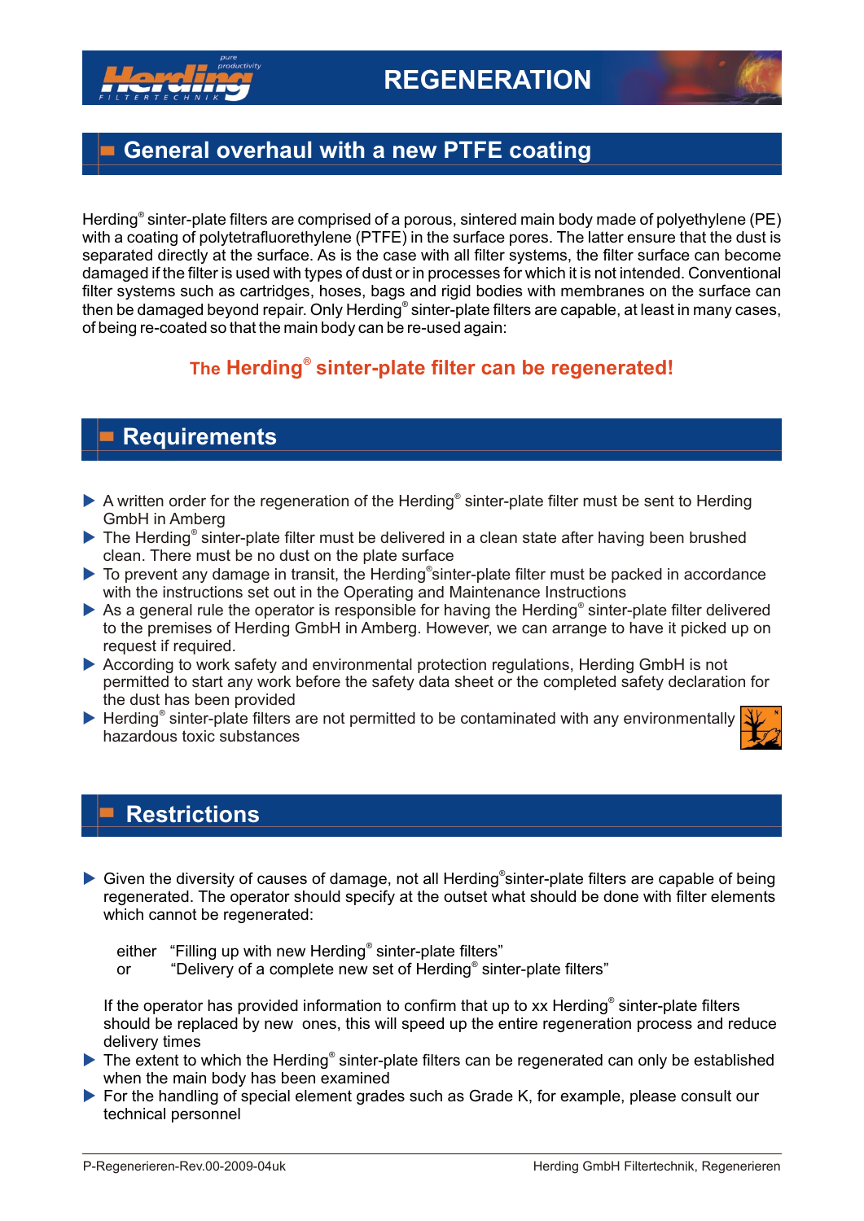# REGENERATION

## General overhaul with a new PTFE coating

Herding® sinter-plate filters are comprised of a porous, sintered main body made of polyethylene (PE) with a coating of polytetrafluorethylene (PTFE) in the surface pores. The latter ensure that the dust is separated directly at the surface. As is the case with all filter systems, the filter surface can become damaged if the filter is used with types of dust or in processes for which it is not intended. Conventional filter systems such as cartridges, hoses, bags and rigid bodies with membranes on the surface can then be damaged beyond repair. Only Herding® sinter-plate filters are capable, at least in many cases, of being re-coated so that the main body can be re-used again:

**The Herding® sinter-plate filter can be regenerated!**

## Requirements

- A written order for the regeneration of the Herding® sinter-plate filter must be sent to Herding GmbH in Amberg
- The Herding® sinter-plate filter must be delivered in a clean state after having been brushed clean. There must be no dust on the plate surface
- To prevent any damage in transit, the Herding® sinter-plate filter must be packed in accordance with the instructions set out in the Operating and Maintenance Instructions
- As a general rule the operator is responsible for having the Herding® sinter-plate filter delivered to the premises of Herding GmbH in Amberg. However, we can arrange to have it picked up on request if required.
- According to work safety and environmental protection regulations, Herding GmbH is not permitted to start any work before the safety data sheet or the completed safety declaration for the dust has been provided
- Herding® sinter-plate filters are not permitted to be contaminated with any environmentally hazardous toxic substances

## Restrictions

- Given the diversity of causes of damage, not all Herding® sinter-plate filters are capable of being regenerated. The operator should specify at the outset what should be done with filter elements which cannot be regenerated:

  either “Filling up with new Herding® sinter-plate filters”
  or “Delivery of a complete new set of Herding® sinter-plate filters”

  If the operator has provided information to confirm that up to xx Herding® sinter-plate filters should be replaced by new ones, this will speed up the entire regeneration process and reduce delivery times
- The extent to which the Herding® sinter-plate filters can be regenerated can only be established when the main body has been examined
- For the handling of special element grades such as Grade K, for example, please consult our technical personnel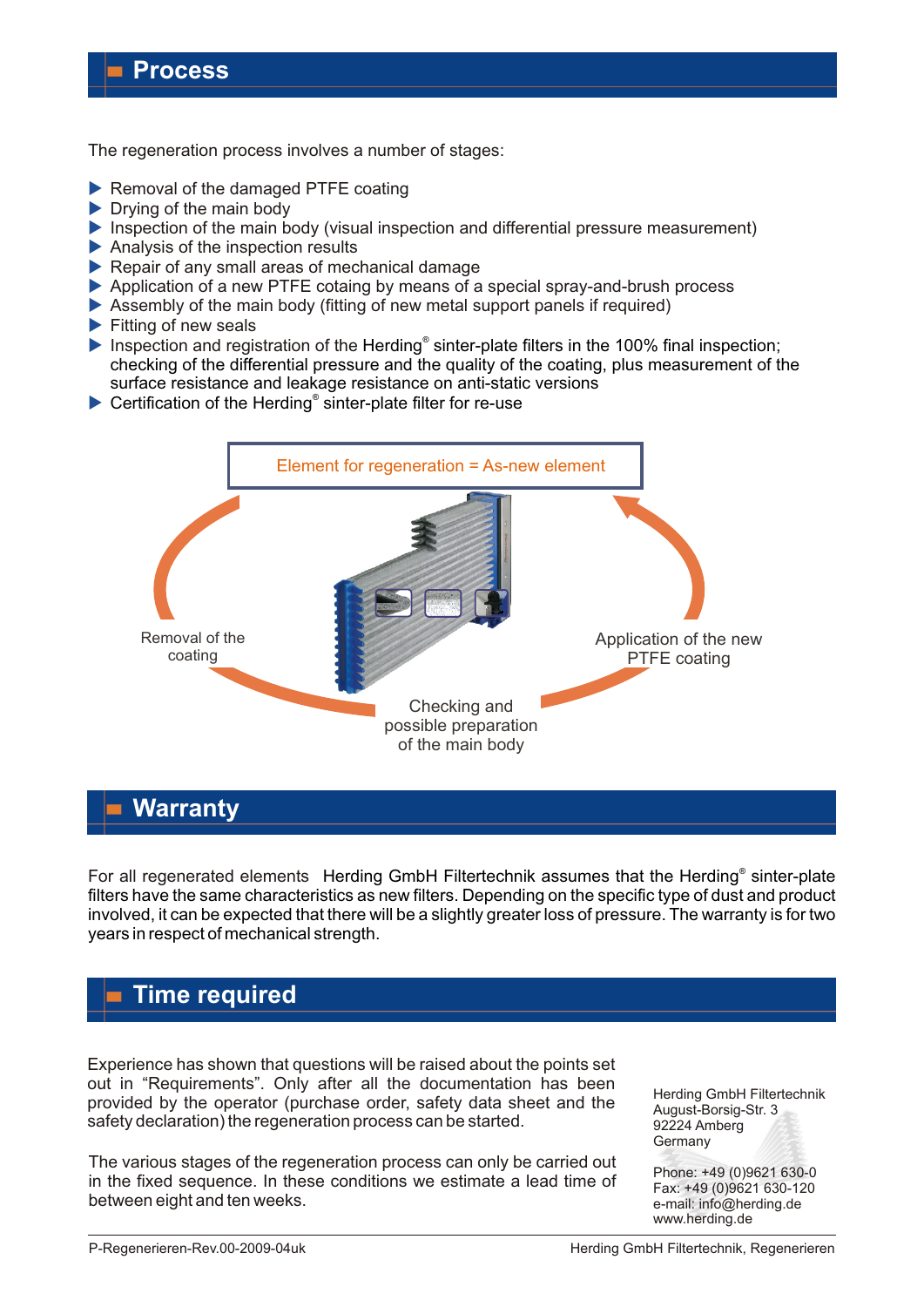## Process

The regeneration process involves a number of stages:

- Removal of the damaged PTFE coating
- Drying of the main body
- Inspection of the main body (visual inspection and differential pressure measurement)
- Analysis of the inspection results
- Repair of any small areas of mechanical damage
- Application of a new PTFE cotaing by means of a special spray-and-brush process
- Assembly of the main body (fitting of new metal support panels if required)
- Fitting of new seals
- Inspection and registration of the Herding® sinter-plate filters in the 100% final inspection; checking of the differential pressure and the quality of the coating, plus measurement of the surface resistance and leakage resistance on anti-static versions
- Certification of the Herding® sinter-plate filter for re-use

Element for regeneration = As-new element

Removal of the coating

Checking and possible preparation of the main body

Application of the new PTFE coating

## Warranty

For all regenerated elements Herding GmbH Filtertechnik assumes that the Herding® sinter-plate filters have the same characteristics as new filters. Depending on the specific type of dust and product involved, it can be expected that there will be a slightly greater loss of pressure. The warranty is for two years in respect of mechanical strength.

## Time required

Experience has shown that questions will be raised about the points set out in “Requirements”. Only after all the documentation has been provided by the operator (purchase order, safety data sheet and the safety declaration) the regeneration process can be started.

The various stages of the regeneration process can only be carried out in the fixed sequence. In these conditions we estimate a lead time of between eight and ten weeks.

Herding GmbH Filtertechnik
August-Borsig-Str. 3
92224 Amberg
Germany

Phone: +49 (0)9621 630-0
Fax: +49 (0)9621 630-120
e-mail: info@herding.de
www.herding.de